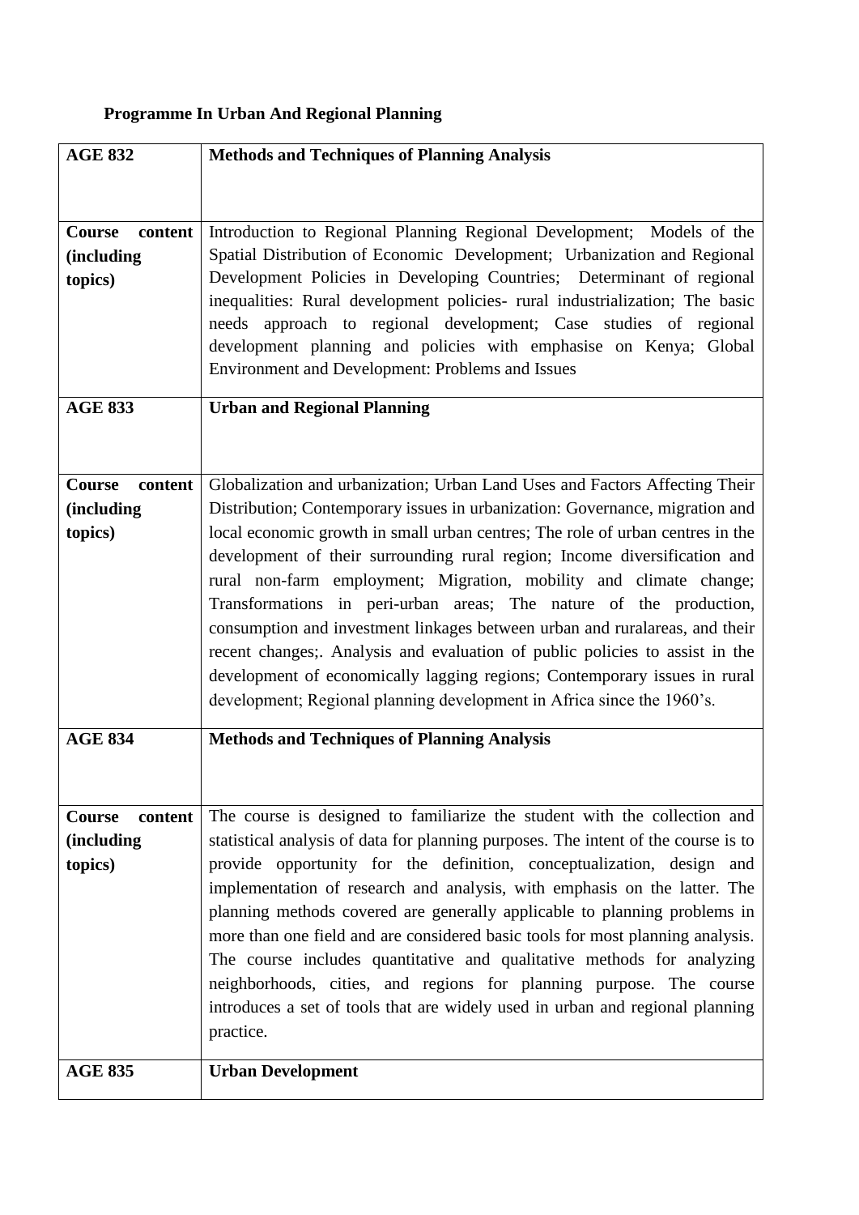**Programme In Urban And Regional Planning**

| **AGE 832** | **Methods and Techniques of Planning Analysis** |
|---|---|
| **Course content (including topics)** | Introduction to Regional Planning Regional Development; Models of the Spatial Distribution of Economic Development; Urbanization and Regional Development Policies in Developing Countries; Determinant of regional inequalities: Rural development policies- rural industrialization; The basic needs approach to regional development; Case studies of regional development planning and policies with emphasise on Kenya; Global Environment and Development: Problems and Issues |
| **AGE 833** | **Urban and Regional Planning** |
| **Course content (including topics)** | Globalization and urbanization; Urban Land Uses and Factors Affecting Their Distribution; Contemporary issues in urbanization: Governance, migration and local economic growth in small urban centres; The role of urban centres in the development of their surrounding rural region; Income diversification and rural non-farm employment; Migration, mobility and climate change; Transformations in peri-urban areas; The nature of the production, consumption and investment linkages between urban and ruralareas, and their recent changes;. Analysis and evaluation of public policies to assist in the development of economically lagging regions; Contemporary issues in rural development; Regional planning development in Africa since the 1960's. |
| **AGE 834** | **Methods and Techniques of Planning Analysis** |
| **Course content (including topics)** | The course is designed to familiarize the student with the collection and statistical analysis of data for planning purposes. The intent of the course is to provide opportunity for the definition, conceptualization, design and implementation of research and analysis, with emphasis on the latter. The planning methods covered are generally applicable to planning problems in more than one field and are considered basic tools for most planning analysis. The course includes quantitative and qualitative methods for analyzing neighborhoods, cities, and regions for planning purpose. The course introduces a set of tools that are widely used in urban and regional planning practice. |
| **AGE 835** | **Urban Development** |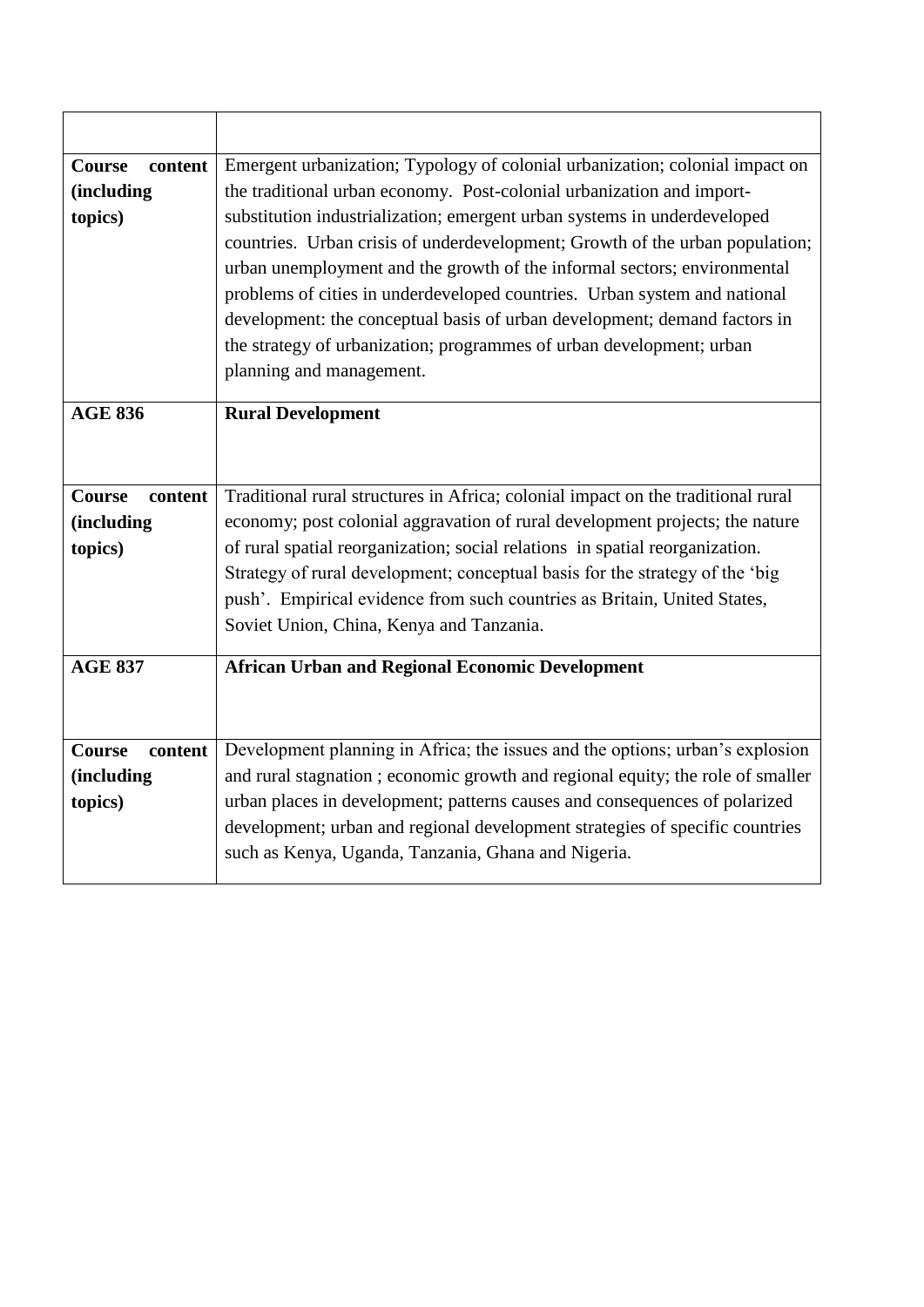| | |
|---|---|
| **Course content (including topics)** | Emergent urbanization; Typology of colonial urbanization; colonial impact on the traditional urban economy. Post-colonial urbanization and import-substitution industrialization; emergent urban systems in underdeveloped countries. Urban crisis of underdevelopment; Growth of the urban population; urban unemployment and the growth of the informal sectors; environmental problems of cities in underdeveloped countries. Urban system and national development: the conceptual basis of urban development; demand factors in the strategy of urbanization; programmes of urban development; urban planning and management. |
| **AGE 836** | **Rural Development** |
| **Course content (including topics)** | Traditional rural structures in Africa; colonial impact on the traditional rural economy; post colonial aggravation of rural development projects; the nature of rural spatial reorganization; social relations in spatial reorganization. Strategy of rural development; conceptual basis for the strategy of the 'big push'. Empirical evidence from such countries as Britain, United States, Soviet Union, China, Kenya and Tanzania. |
| **AGE 837** | **African Urban and Regional Economic Development** |
| **Course content (including topics)** | Development planning in Africa; the issues and the options; urban's explosion and rural stagnation ; economic growth and regional equity; the role of smaller urban places in development; patterns causes and consequences of polarized development; urban and regional development strategies of specific countries such as Kenya, Uganda, Tanzania, Ghana and Nigeria. |